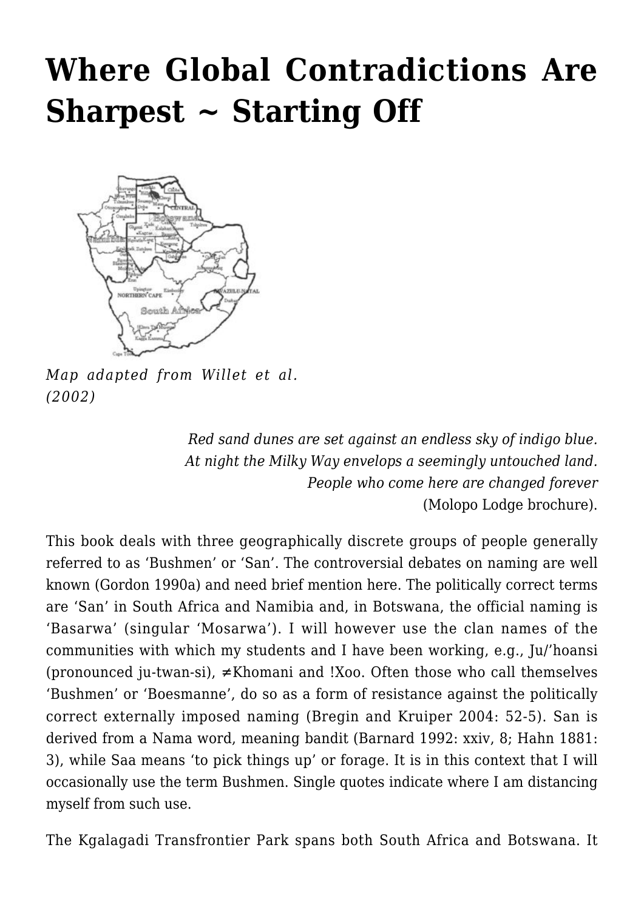# Where Global Contradictions Are Sharpest ~ Starting Off

*Map adapted from Willet et al. (2002)*

*Red sand dunes are set against an endless sky of indigo blue.*
*At night the Milky Way envelops a seemingly untouched land.*
*People who come here are changed forever*
(Molopo Lodge brochure).

This book deals with three geographically discrete groups of people generally referred to as 'Bushmen' or 'San'. The controversial debates on naming are well known (Gordon 1990a) and need brief mention here. The politically correct terms are 'San' in South Africa and Namibia and, in Botswana, the official naming is 'Basarwa' (singular 'Mosarwa'). I will however use the clan names of the communities with which my students and I have been working, e.g., Ju/'hoansi (pronounced ju-twan-si), ≠Khomani and !Xoo. Often those who call themselves 'Bushmen' or 'Boesmanne', do so as a form of resistance against the politically correct externally imposed naming (Bregin and Kruiper 2004: 52-5). San is derived from a Nama word, meaning bandit (Barnard 1992: xxiv, 8; Hahn 1881: 3), while Saa means 'to pick things up' or forage. It is in this context that I will occasionally use the term Bushmen. Single quotes indicate where I am distancing myself from such use.

The Kgalagadi Transfrontier Park spans both South Africa and Botswana. It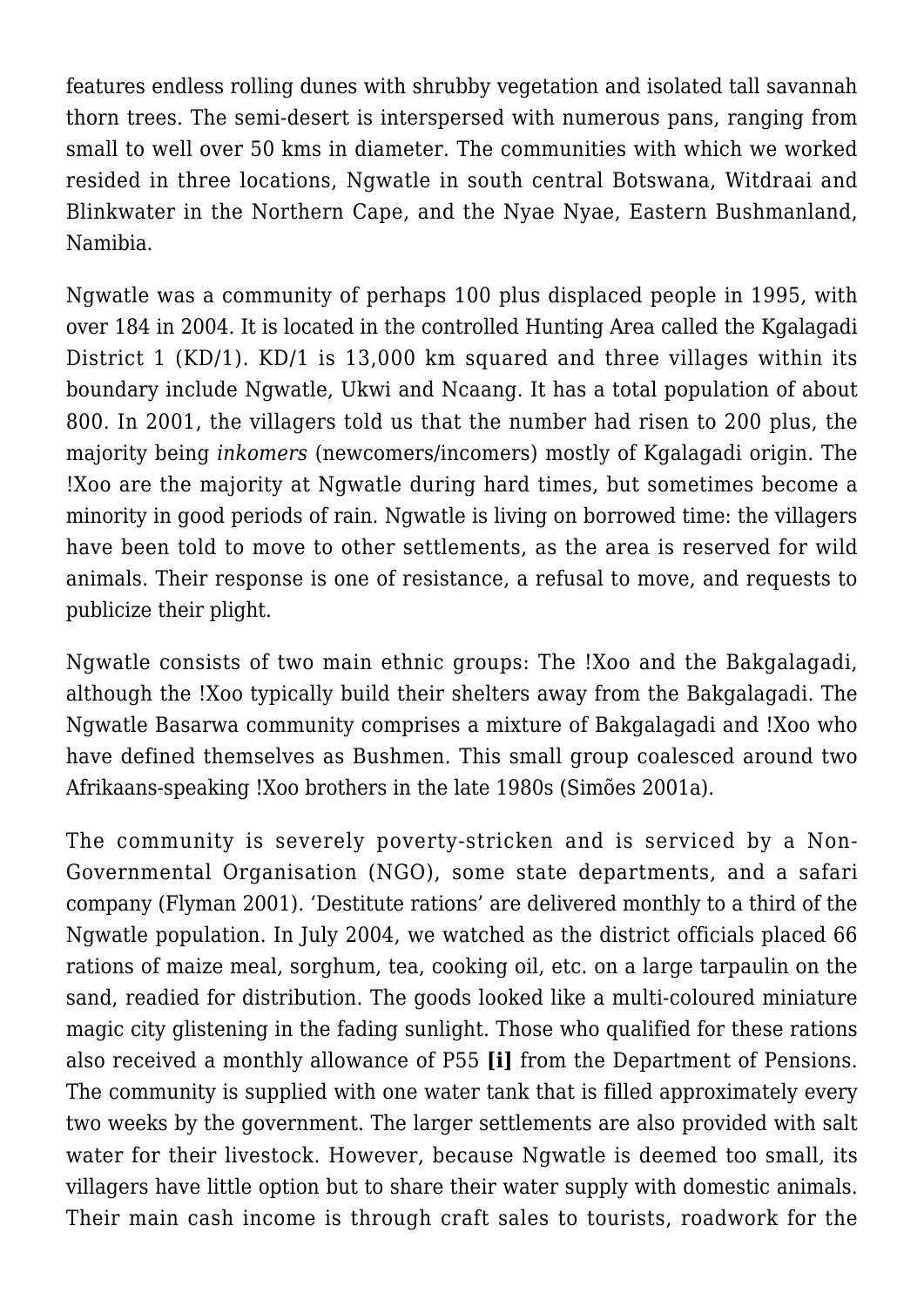features endless rolling dunes with shrubby vegetation and isolated tall savannah thorn trees. The semi-desert is interspersed with numerous pans, ranging from small to well over 50 kms in diameter. The communities with which we worked resided in three locations, Ngwatle in south central Botswana, Witdraai and Blinkwater in the Northern Cape, and the Nyae Nyae, Eastern Bushmanland, Namibia.

Ngwatle was a community of perhaps 100 plus displaced people in 1995, with over 184 in 2004. It is located in the controlled Hunting Area called the Kgalagadi District 1 (KD/1). KD/1 is 13,000 km squared and three villages within its boundary include Ngwatle, Ukwi and Ncaang. It has a total population of about 800. In 2001, the villagers told us that the number had risen to 200 plus, the majority being *inkomers* (newcomers/incomers) mostly of Kgalagadi origin. The !Xoo are the majority at Ngwatle during hard times, but sometimes become a minority in good periods of rain. Ngwatle is living on borrowed time: the villagers have been told to move to other settlements, as the area is reserved for wild animals. Their response is one of resistance, a refusal to move, and requests to publicize their plight.

Ngwatle consists of two main ethnic groups: The !Xoo and the Bakgalagadi, although the !Xoo typically build their shelters away from the Bakgalagadi. The Ngwatle Basarwa community comprises a mixture of Bakgalagadi and !Xoo who have defined themselves as Bushmen. This small group coalesced around two Afrikaans-speaking !Xoo brothers in the late 1980s (Simões 2001a).

The community is severely poverty-stricken and is serviced by a Non-Governmental Organisation (NGO), some state departments, and a safari company (Flyman 2001). 'Destitute rations' are delivered monthly to a third of the Ngwatle population. In July 2004, we watched as the district officials placed 66 rations of maize meal, sorghum, tea, cooking oil, etc. on a large tarpaulin on the sand, readied for distribution. The goods looked like a multi-coloured miniature magic city glistening in the fading sunlight. Those who qualified for these rations also received a monthly allowance of P55 **[i]** from the Department of Pensions. The community is supplied with one water tank that is filled approximately every two weeks by the government. The larger settlements are also provided with salt water for their livestock. However, because Ngwatle is deemed too small, its villagers have little option but to share their water supply with domestic animals. Their main cash income is through craft sales to tourists, roadwork for the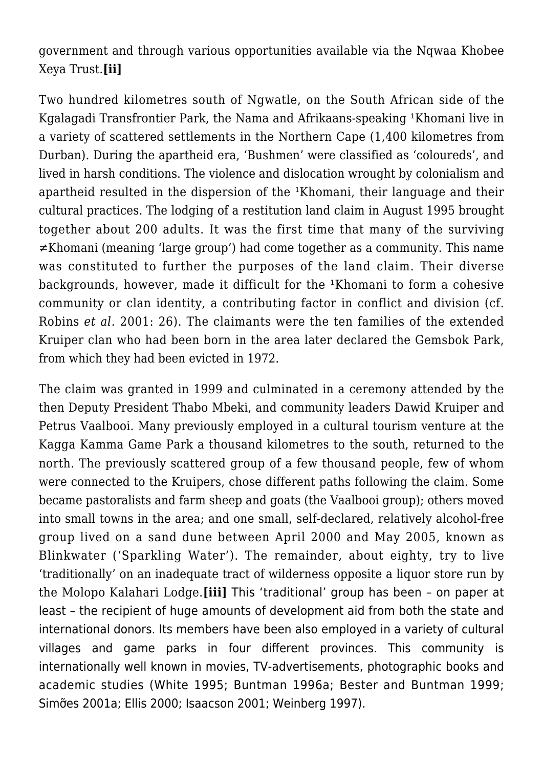government and through various opportunities available via the Nqwaa Khobee Xeya Trust.**[ii]**

Two hundred kilometres south of Ngwatle, on the South African side of the Kgalagadi Transfrontier Park, the Nama and Afrikaans-speaking ǂKhomani live in a variety of scattered settlements in the Northern Cape (1,400 kilometres from Durban). During the apartheid era, 'Bushmen' were classified as 'coloureds', and lived in harsh conditions. The violence and dislocation wrought by colonialism and apartheid resulted in the dispersion of the ǂKhomani, their language and their cultural practices. The lodging of a restitution land claim in August 1995 brought together about 200 adults. It was the first time that many of the surviving ≠Khomani (meaning 'large group') had come together as a community. This name was constituted to further the purposes of the land claim. Their diverse backgrounds, however, made it difficult for the ǂKhomani to form a cohesive community or clan identity, a contributing factor in conflict and division (cf. Robins *et al.* 2001: 26). The claimants were the ten families of the extended Kruiper clan who had been born in the area later declared the Gemsbok Park, from which they had been evicted in 1972.

The claim was granted in 1999 and culminated in a ceremony attended by the then Deputy President Thabo Mbeki, and community leaders Dawid Kruiper and Petrus Vaalbooi. Many previously employed in a cultural tourism venture at the Kagga Kamma Game Park a thousand kilometres to the south, returned to the north. The previously scattered group of a few thousand people, few of whom were connected to the Kruipers, chose different paths following the claim. Some became pastoralists and farm sheep and goats (the Vaalbooi group); others moved into small towns in the area; and one small, self-declared, relatively alcohol-free group lived on a sand dune between April 2000 and May 2005, known as Blinkwater ('Sparkling Water'). The remainder, about eighty, try to live 'traditionally' on an inadequate tract of wilderness opposite a liquor store run by the Molopo Kalahari Lodge.**[iii]** This 'traditional' group has been – on paper at least – the recipient of huge amounts of development aid from both the state and international donors. Its members have been also employed in a variety of cultural villages and game parks in four different provinces. This community is internationally well known in movies, TV-advertisements, photographic books and academic studies (White 1995; Buntman 1996a; Bester and Buntman 1999; Simões 2001a; Ellis 2000; Isaacson 2001; Weinberg 1997).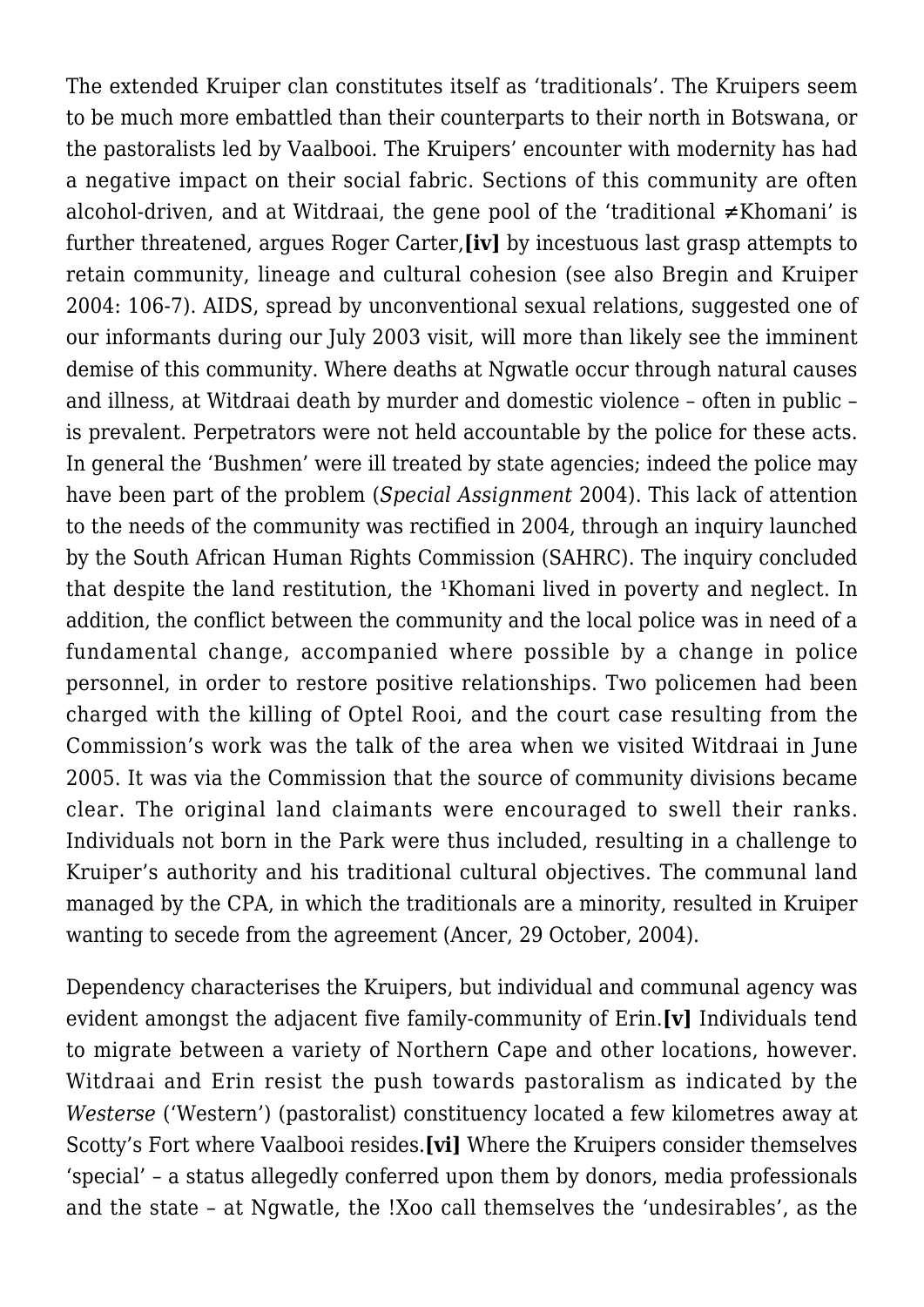The extended Kruiper clan constitutes itself as 'traditionals'. The Kruipers seem to be much more embattled than their counterparts to their north in Botswana, or the pastoralists led by Vaalbooi. The Kruipers' encounter with modernity has had a negative impact on their social fabric. Sections of this community are often alcohol-driven, and at Witdraai, the gene pool of the 'traditional ≠Khomani' is further threatened, argues Roger Carter,**[iv]** by incestuous last grasp attempts to retain community, lineage and cultural cohesion (see also Bregin and Kruiper 2004: 106-7). AIDS, spread by unconventional sexual relations, suggested one of our informants during our July 2003 visit, will more than likely see the imminent demise of this community. Where deaths at Ngwatle occur through natural causes and illness, at Witdraai death by murder and domestic violence – often in public – is prevalent. Perpetrators were not held accountable by the police for these acts. In general the 'Bushmen' were ill treated by state agencies; indeed the police may have been part of the problem (*Special Assignment* 2004). This lack of attention to the needs of the community was rectified in 2004, through an inquiry launched by the South African Human Rights Commission (SAHRC). The inquiry concluded that despite the land restitution, the ¹Khomani lived in poverty and neglect. In addition, the conflict between the community and the local police was in need of a fundamental change, accompanied where possible by a change in police personnel, in order to restore positive relationships. Two policemen had been charged with the killing of Optel Rooi, and the court case resulting from the Commission's work was the talk of the area when we visited Witdraai in June 2005. It was via the Commission that the source of community divisions became clear. The original land claimants were encouraged to swell their ranks. Individuals not born in the Park were thus included, resulting in a challenge to Kruiper's authority and his traditional cultural objectives. The communal land managed by the CPA, in which the traditionals are a minority, resulted in Kruiper wanting to secede from the agreement (Ancer, 29 October, 2004).

Dependency characterises the Kruipers, but individual and communal agency was evident amongst the adjacent five family-community of Erin.**[v]** Individuals tend to migrate between a variety of Northern Cape and other locations, however. Witdraai and Erin resist the push towards pastoralism as indicated by the *Westerse* ('Western') (pastoralist) constituency located a few kilometres away at Scotty's Fort where Vaalbooi resides.**[vi]** Where the Kruipers consider themselves 'special' – a status allegedly conferred upon them by donors, media professionals and the state – at Ngwatle, the !Xoo call themselves the 'undesirables', as the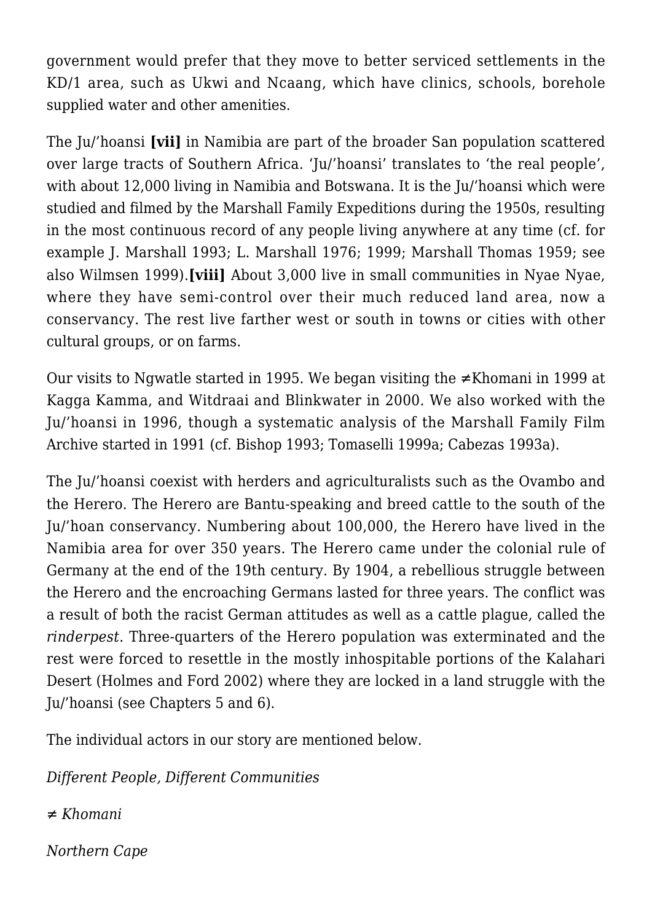government would prefer that they move to better serviced settlements in the KD/1 area, such as Ukwi and Ncaang, which have clinics, schools, borehole supplied water and other amenities.

The Ju/'hoansi **[vii]** in Namibia are part of the broader San population scattered over large tracts of Southern Africa. 'Ju/'hoansi' translates to 'the real people', with about 12,000 living in Namibia and Botswana. It is the Ju/'hoansi which were studied and filmed by the Marshall Family Expeditions during the 1950s, resulting in the most continuous record of any people living anywhere at any time (cf. for example J. Marshall 1993; L. Marshall 1976; 1999; Marshall Thomas 1959; see also Wilmsen 1999).**[viii]** About 3,000 live in small communities in Nyae Nyae, where they have semi-control over their much reduced land area, now a conservancy. The rest live farther west or south in towns or cities with other cultural groups, or on farms.

Our visits to Ngwatle started in 1995. We began visiting the ≠Khomani in 1999 at Kagga Kamma, and Witdraai and Blinkwater in 2000. We also worked with the Ju/'hoansi in 1996, though a systematic analysis of the Marshall Family Film Archive started in 1991 (cf. Bishop 1993; Tomaselli 1999a; Cabezas 1993a).

The Ju/'hoansi coexist with herders and agriculturalists such as the Ovambo and the Herero. The Herero are Bantu-speaking and breed cattle to the south of the Ju/'hoan conservancy. Numbering about 100,000, the Herero have lived in the Namibia area for over 350 years. The Herero came under the colonial rule of Germany at the end of the 19th century. By 1904, a rebellious struggle between the Herero and the encroaching Germans lasted for three years. The conflict was a result of both the racist German attitudes as well as a cattle plague, called the *rinderpest*. Three-quarters of the Herero population was exterminated and the rest were forced to resettle in the mostly inhospitable portions of the Kalahari Desert (Holmes and Ford 2002) where they are locked in a land struggle with the Ju/'hoansi (see Chapters 5 and 6).

The individual actors in our story are mentioned below.

*Different People, Different Communities*

*≠ Khomani*

*Northern Cape*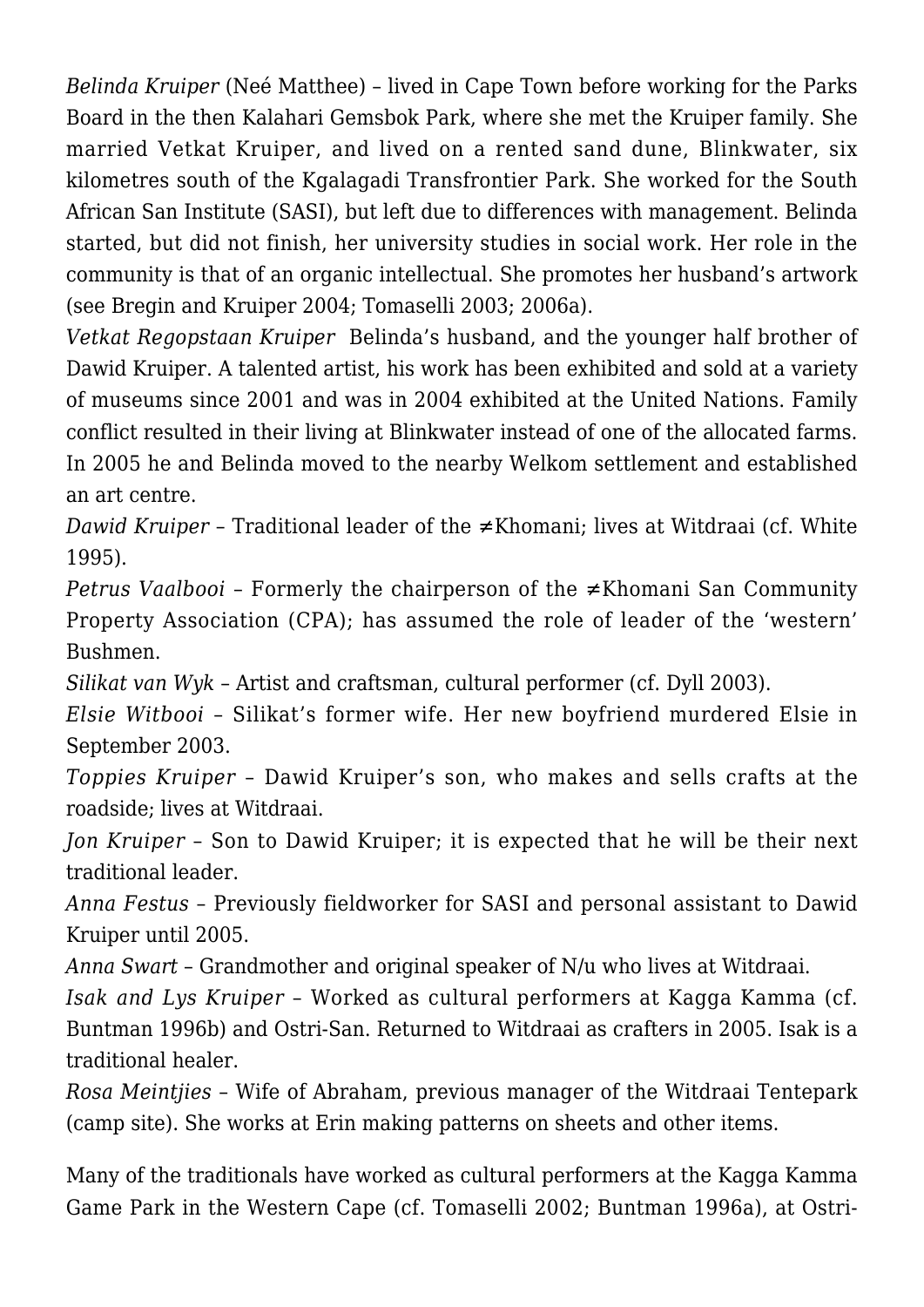*Belinda Kruiper* (Neé Matthee) – lived in Cape Town before working for the Parks Board in the then Kalahari Gemsbok Park, where she met the Kruiper family. She married Vetkat Kruiper, and lived on a rented sand dune, Blinkwater, six kilometres south of the Kgalagadi Transfrontier Park. She worked for the South African San Institute (SASI), but left due to differences with management. Belinda started, but did not finish, her university studies in social work. Her role in the community is that of an organic intellectual. She promotes her husband's artwork (see Bregin and Kruiper 2004; Tomaselli 2003; 2006a).

*Vetkat Regopstaan Kruiper* Belinda's husband, and the younger half brother of Dawid Kruiper. A talented artist, his work has been exhibited and sold at a variety of museums since 2001 and was in 2004 exhibited at the United Nations. Family conflict resulted in their living at Blinkwater instead of one of the allocated farms. In 2005 he and Belinda moved to the nearby Welkom settlement and established an art centre.

*Dawid Kruiper* – Traditional leader of the ≠Khomani; lives at Witdraai (cf. White 1995).

*Petrus Vaalbooi* – Formerly the chairperson of the ≠Khomani San Community Property Association (CPA); has assumed the role of leader of the 'western' Bushmen.

*Silikat van Wyk* – Artist and craftsman, cultural performer (cf. Dyll 2003).

*Elsie Witbooi* – Silikat's former wife. Her new boyfriend murdered Elsie in September 2003.

*Toppies Kruiper* – Dawid Kruiper's son, who makes and sells crafts at the roadside; lives at Witdraai.

*Jon Kruiper* – Son to Dawid Kruiper; it is expected that he will be their next traditional leader.

*Anna Festus* – Previously fieldworker for SASI and personal assistant to Dawid Kruiper until 2005.

*Anna Swart* – Grandmother and original speaker of N/u who lives at Witdraai.

*Isak and Lys Kruiper* – Worked as cultural performers at Kagga Kamma (cf. Buntman 1996b) and Ostri-San. Returned to Witdraai as crafters in 2005. Isak is a traditional healer.

*Rosa Meintjies* – Wife of Abraham, previous manager of the Witdraai Tentepark (camp site). She works at Erin making patterns on sheets and other items.

Many of the traditionals have worked as cultural performers at the Kagga Kamma Game Park in the Western Cape (cf. Tomaselli 2002; Buntman 1996a), at Ostri-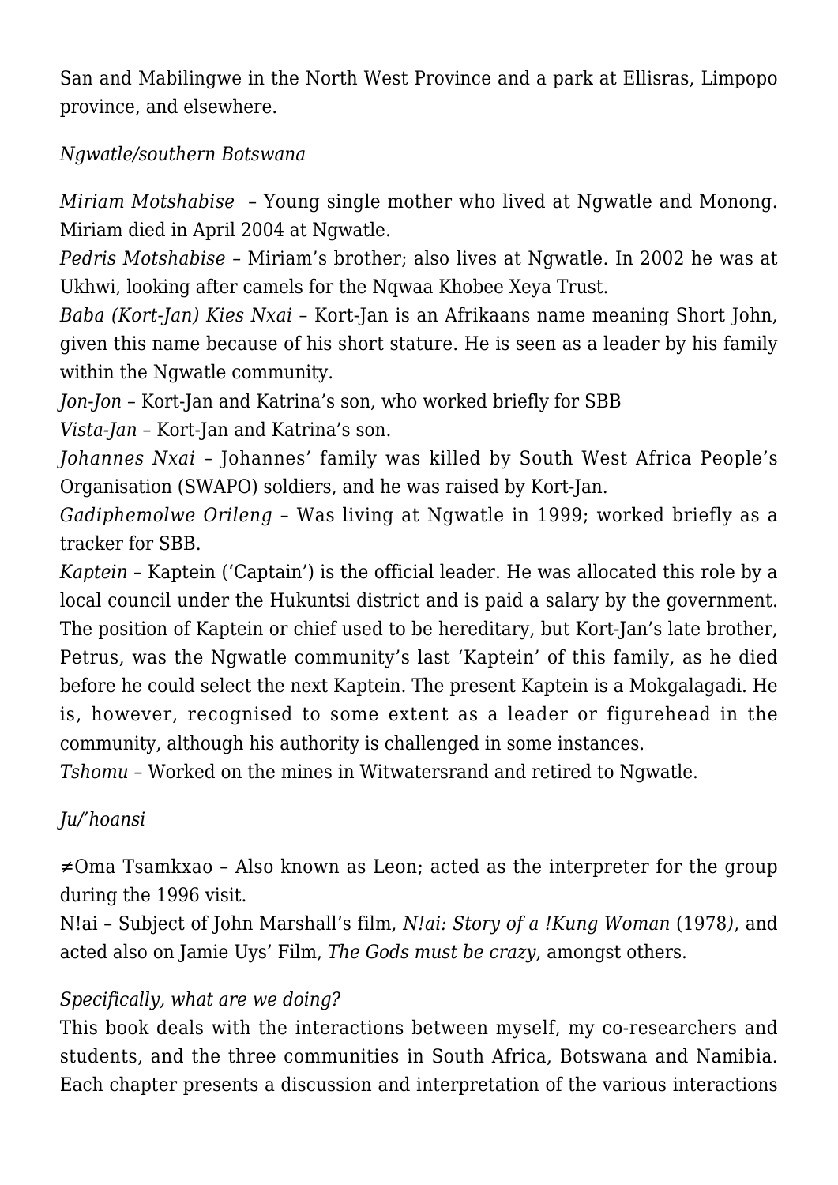San and Mabilingwe in the North West Province and a park at Ellisras, Limpopo province, and elsewhere.

*Ngwatle/southern Botswana*

*Miriam Motshabise* – Young single mother who lived at Ngwatle and Monong. Miriam died in April 2004 at Ngwatle.
*Pedris Motshabise* – Miriam's brother; also lives at Ngwatle. In 2002 he was at Ukhwi, looking after camels for the Nqwaa Khobee Xeya Trust.
*Baba (Kort-Jan) Kies Nxai* – Kort-Jan is an Afrikaans name meaning Short John, given this name because of his short stature. He is seen as a leader by his family within the Ngwatle community.
*Jon-Jon* – Kort-Jan and Katrina's son, who worked briefly for SBB
*Vista-Jan* – Kort-Jan and Katrina's son.
*Johannes Nxai* – Johannes' family was killed by South West Africa People's Organisation (SWAPO) soldiers, and he was raised by Kort-Jan.
*Gadiphemolwe Orileng* – Was living at Ngwatle in 1999; worked briefly as a tracker for SBB.
*Kaptein* – Kaptein ('Captain') is the official leader. He was allocated this role by a local council under the Hukuntsi district and is paid a salary by the government. The position of Kaptein or chief used to be hereditary, but Kort-Jan's late brother, Petrus, was the Ngwatle community's last 'Kaptein' of this family, as he died before he could select the next Kaptein. The present Kaptein is a Mokgalagadi. He is, however, recognised to some extent as a leader or figurehead in the community, although his authority is challenged in some instances.
*Tshomu* – Worked on the mines in Witwatersrand and retired to Ngwatle.

*Ju/'hoansi*

≠Oma Tsamkxao – Also known as Leon; acted as the interpreter for the group during the 1996 visit.
N!ai – Subject of John Marshall's film, *N!ai: Story of a !Kung Woman* (1978), and acted also on Jamie Uys' Film, *The Gods must be crazy*, amongst others.

*Specifically, what are we doing?*
This book deals with the interactions between myself, my co-researchers and students, and the three communities in South Africa, Botswana and Namibia. Each chapter presents a discussion and interpretation of the various interactions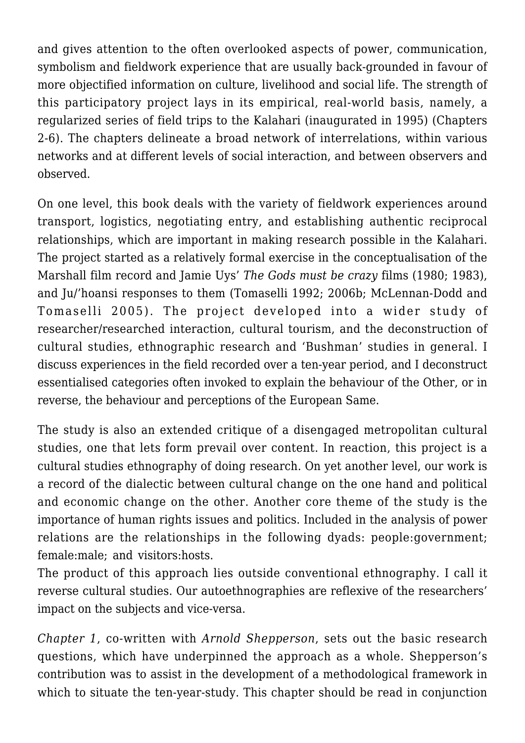and gives attention to the often overlooked aspects of power, communication, symbolism and fieldwork experience that are usually back-grounded in favour of more objectified information on culture, livelihood and social life. The strength of this participatory project lays in its empirical, real-world basis, namely, a regularized series of field trips to the Kalahari (inaugurated in 1995) (Chapters 2-6). The chapters delineate a broad network of interrelations, within various networks and at different levels of social interaction, and between observers and observed.

On one level, this book deals with the variety of fieldwork experiences around transport, logistics, negotiating entry, and establishing authentic reciprocal relationships, which are important in making research possible in the Kalahari. The project started as a relatively formal exercise in the conceptualisation of the Marshall film record and Jamie Uys' *The Gods must be crazy* films (1980; 1983), and Ju/'hoansi responses to them (Tomaselli 1992; 2006b; McLennan-Dodd and Tomaselli 2005). The project developed into a wider study of researcher/researched interaction, cultural tourism, and the deconstruction of cultural studies, ethnographic research and 'Bushman' studies in general. I discuss experiences in the field recorded over a ten-year period, and I deconstruct essentialised categories often invoked to explain the behaviour of the Other, or in reverse, the behaviour and perceptions of the European Same.

The study is also an extended critique of a disengaged metropolitan cultural studies, one that lets form prevail over content. In reaction, this project is a cultural studies ethnography of doing research. On yet another level, our work is a record of the dialectic between cultural change on the one hand and political and economic change on the other. Another core theme of the study is the importance of human rights issues and politics. Included in the analysis of power relations are the relationships in the following dyads: people:government; female:male; and visitors:hosts.
The product of this approach lies outside conventional ethnography. I call it reverse cultural studies. Our autoethnographies are reflexive of the researchers' impact on the subjects and vice-versa.

*Chapter 1*, co-written with *Arnold Shepperson*, sets out the basic research questions, which have underpinned the approach as a whole. Shepperson's contribution was to assist in the development of a methodological framework in which to situate the ten-year-study. This chapter should be read in conjunction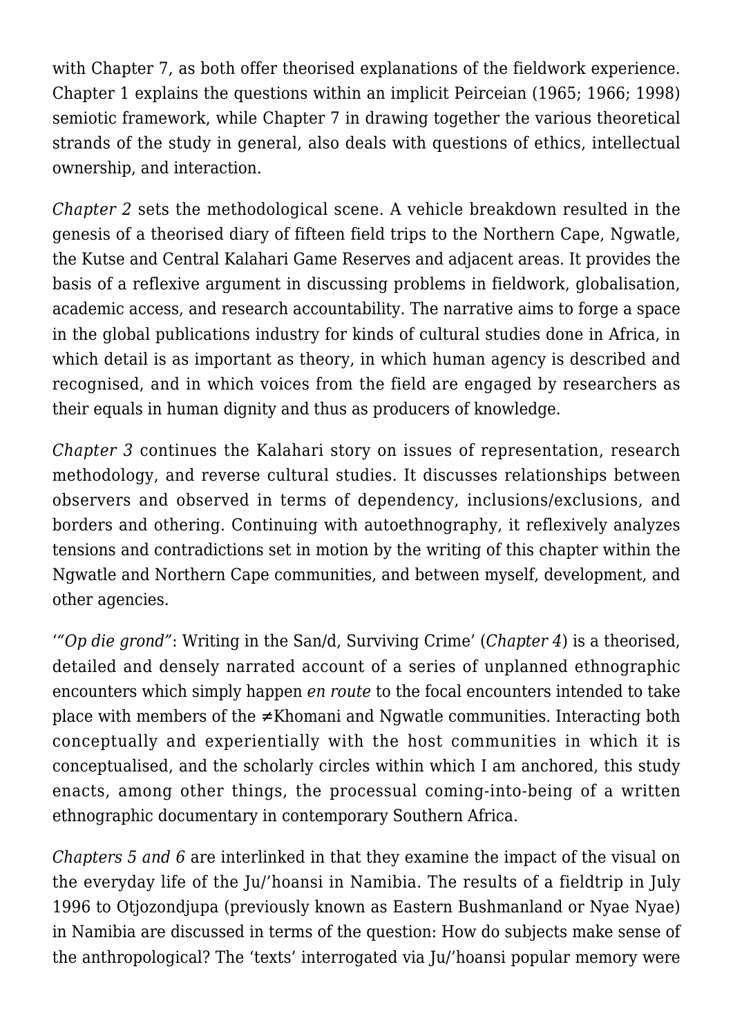with Chapter 7, as both offer theorised explanations of the fieldwork experience. Chapter 1 explains the questions within an implicit Peirceian (1965; 1966; 1998) semiotic framework, while Chapter 7 in drawing together the various theoretical strands of the study in general, also deals with questions of ethics, intellectual ownership, and interaction.

*Chapter 2* sets the methodological scene. A vehicle breakdown resulted in the genesis of a theorised diary of fifteen field trips to the Northern Cape, Ngwatle, the Kutse and Central Kalahari Game Reserves and adjacent areas. It provides the basis of a reflexive argument in discussing problems in fieldwork, globalisation, academic access, and research accountability. The narrative aims to forge a space in the global publications industry for kinds of cultural studies done in Africa, in which detail is as important as theory, in which human agency is described and recognised, and in which voices from the field are engaged by researchers as their equals in human dignity and thus as producers of knowledge.

*Chapter 3* continues the Kalahari story on issues of representation, research methodology, and reverse cultural studies. It discusses relationships between observers and observed in terms of dependency, inclusions/exclusions, and borders and othering. Continuing with autoethnography, it reflexively analyzes tensions and contradictions set in motion by the writing of this chapter within the Ngwatle and Northern Cape communities, and between myself, development, and other agencies.

'*"Op die grond"*: Writing in the San/d, Surviving Crime' (*Chapter 4*) is a theorised, detailed and densely narrated account of a series of unplanned ethnographic encounters which simply happen *en route* to the focal encounters intended to take place with members of the ≠Khomani and Ngwatle communities. Interacting both conceptually and experientially with the host communities in which it is conceptualised, and the scholarly circles within which I am anchored, this study enacts, among other things, the processual coming-into-being of a written ethnographic documentary in contemporary Southern Africa.

*Chapters 5 and 6* are interlinked in that they examine the impact of the visual on the everyday life of the Ju/'hoansi in Namibia. The results of a fieldtrip in July 1996 to Otjozondjupa (previously known as Eastern Bushmanland or Nyae Nyae) in Namibia are discussed in terms of the question: How do subjects make sense of the anthropological? The 'texts' interrogated via Ju/'hoansi popular memory were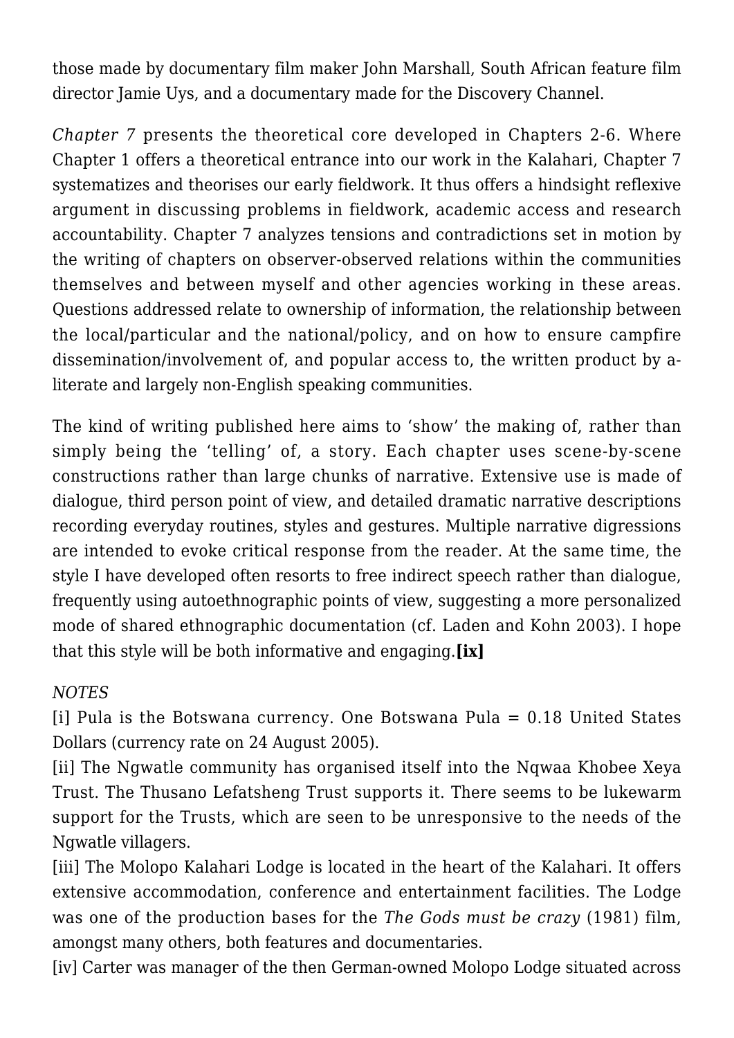those made by documentary film maker John Marshall, South African feature film director Jamie Uys, and a documentary made for the Discovery Channel.

*Chapter 7* presents the theoretical core developed in Chapters 2-6. Where Chapter 1 offers a theoretical entrance into our work in the Kalahari, Chapter 7 systematizes and theorises our early fieldwork. It thus offers a hindsight reflexive argument in discussing problems in fieldwork, academic access and research accountability. Chapter 7 analyzes tensions and contradictions set in motion by the writing of chapters on observer-observed relations within the communities themselves and between myself and other agencies working in these areas. Questions addressed relate to ownership of information, the relationship between the local/particular and the national/policy, and on how to ensure campfire dissemination/involvement of, and popular access to, the written product by a-literate and largely non-English speaking communities.

The kind of writing published here aims to 'show' the making of, rather than simply being the 'telling' of, a story. Each chapter uses scene-by-scene constructions rather than large chunks of narrative. Extensive use is made of dialogue, third person point of view, and detailed dramatic narrative descriptions recording everyday routines, styles and gestures. Multiple narrative digressions are intended to evoke critical response from the reader. At the same time, the style I have developed often resorts to free indirect speech rather than dialogue, frequently using autoethnographic points of view, suggesting a more personalized mode of shared ethnographic documentation (cf. Laden and Kohn 2003). I hope that this style will be both informative and engaging.**[ix]**

*NOTES*

[i] Pula is the Botswana currency. One Botswana Pula = 0.18 United States Dollars (currency rate on 24 August 2005).

[ii] The Ngwatle community has organised itself into the Nqwaa Khobee Xeya Trust. The Thusano Lefatsheng Trust supports it. There seems to be lukewarm support for the Trusts, which are seen to be unresponsive to the needs of the Ngwatle villagers.

[iii] The Molopo Kalahari Lodge is located in the heart of the Kalahari. It offers extensive accommodation, conference and entertainment facilities. The Lodge was one of the production bases for the *The Gods must be crazy* (1981) film, amongst many others, both features and documentaries.

[iv] Carter was manager of the then German-owned Molopo Lodge situated across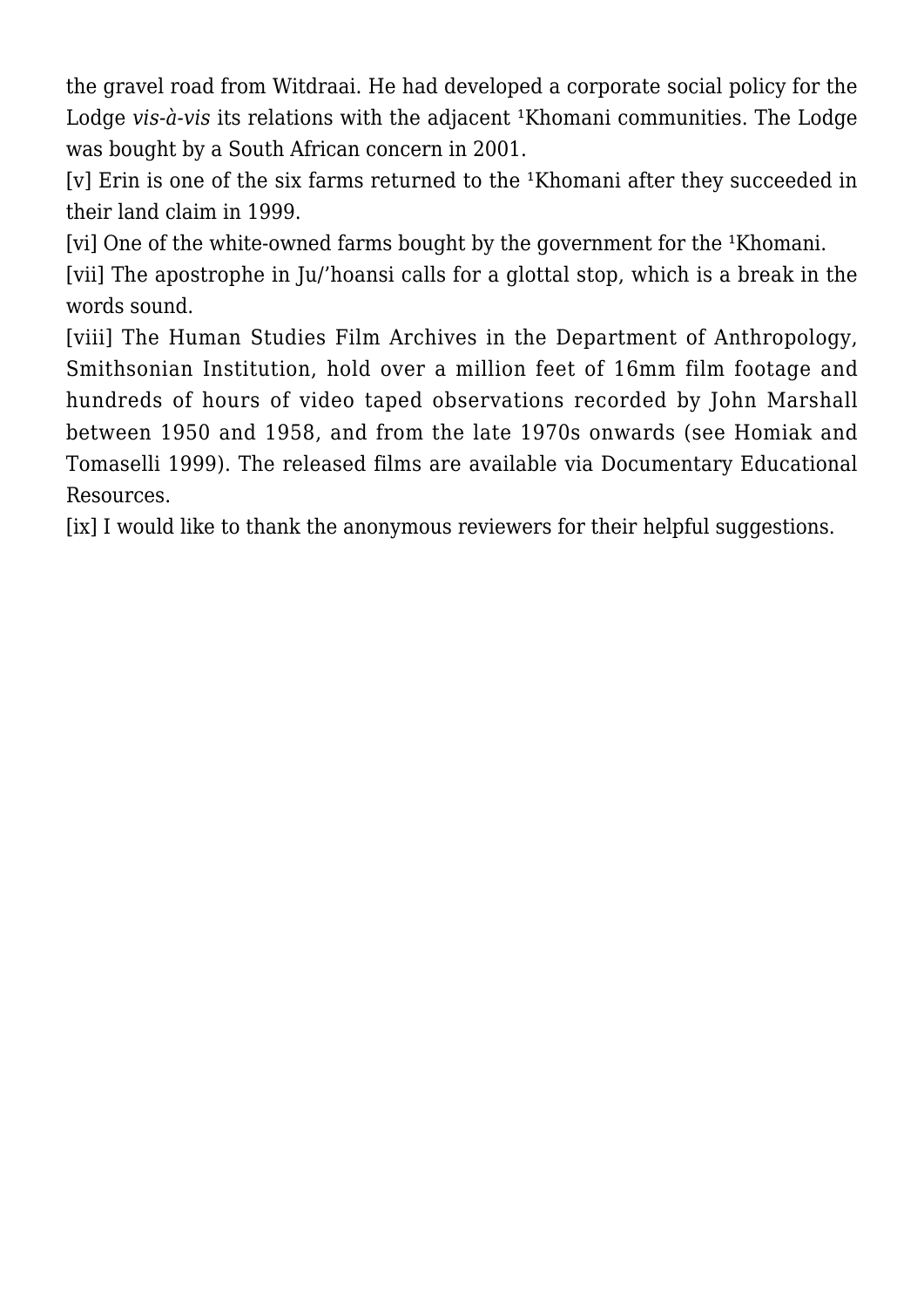the gravel road from Witdraai. He had developed a corporate social policy for the Lodge *vis-à-vis* its relations with the adjacent ǂKhomani communities. The Lodge was bought by a South African concern in 2001.

[v] Erin is one of the six farms returned to the ǂKhomani after they succeeded in their land claim in 1999.

[vi] One of the white-owned farms bought by the government for the ǂKhomani.

[vii] The apostrophe in Ju/'hoansi calls for a glottal stop, which is a break in the words sound.

[viii] The Human Studies Film Archives in the Department of Anthropology, Smithsonian Institution, hold over a million feet of 16mm film footage and hundreds of hours of video taped observations recorded by John Marshall between 1950 and 1958, and from the late 1970s onwards (see Homiak and Tomaselli 1999). The released films are available via Documentary Educational Resources.

[ix] I would like to thank the anonymous reviewers for their helpful suggestions.